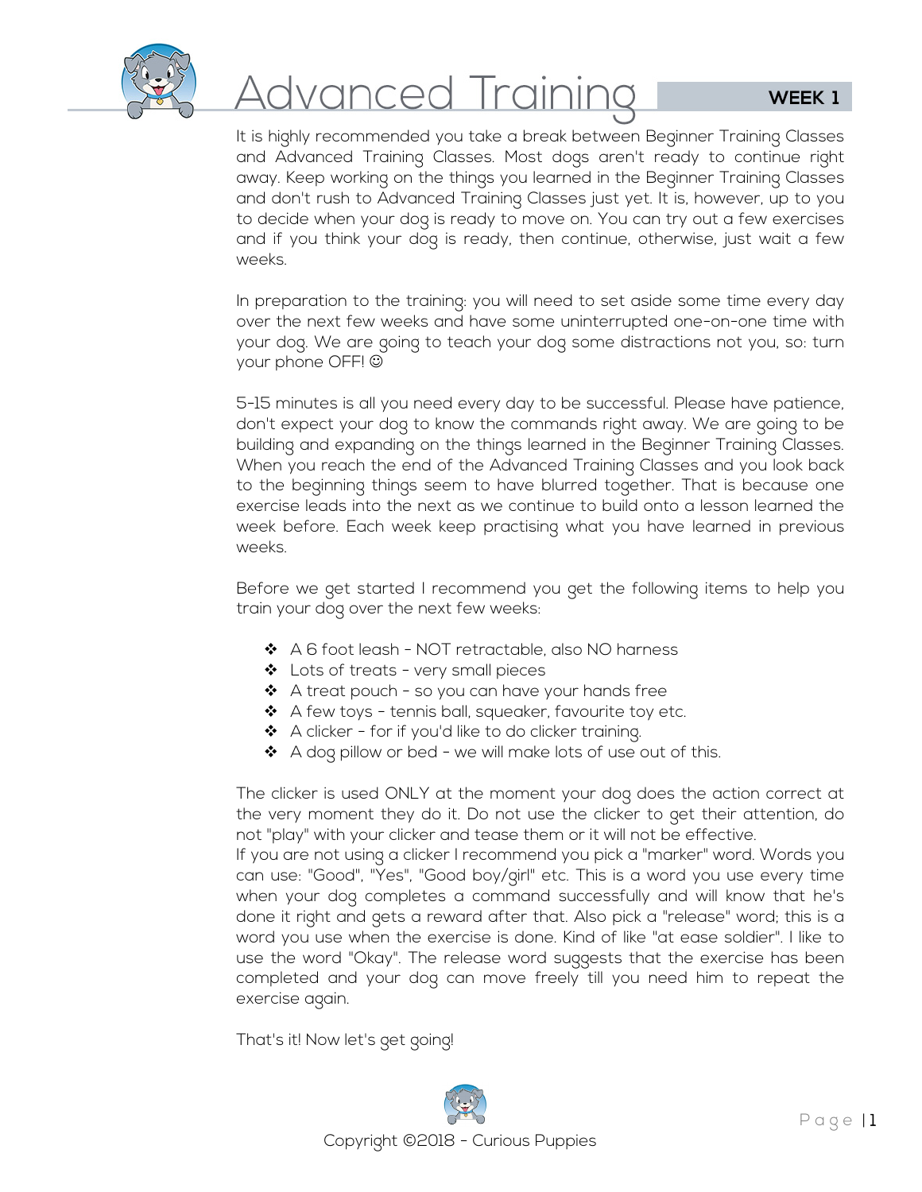# Advanced Training

**WEEK 1**

It is highly recommended you take a break between Beginner Training Classes and Advanced Training Classes. Most dogs aren't ready to continue right away. Keep working on the things you learned in the Beginner Training Classes and don't rush to Advanced Training Classes just yet. It is, however, up to you to decide when your dog is ready to move on. You can try out a few exercises and if you think your dog is ready, then continue, otherwise, just wait a few weeks.

In preparation to the training: you will need to set aside some time every day over the next few weeks and have some uninterrupted one-on-one time with your dog. We are going to teach your dog some distractions not you, so: turn your phone OFF! ☺

5-15 minutes is all you need every day to be successful. Please have patience, don't expect your dog to know the commands right away. We are going to be building and expanding on the things learned in the Beginner Training Classes. When you reach the end of the Advanced Training Classes and you look back to the beginning things seem to have blurred together. That is because one exercise leads into the next as we continue to build onto a lesson learned the week before. Each week keep practising what you have learned in previous weeks.

Before we get started I recommend you get the following items to help you train your dog over the next few weeks:

- A 6 foot leash - NOT retractable, also NO harness
- Lots of treats - very small pieces
- A treat pouch - so you can have your hands free
- A few toys - tennis ball, squeaker, favourite toy etc.
- A clicker - for if you'd like to do clicker training.
- A dog pillow or bed - we will make lots of use out of this.

The clicker is used ONLY at the moment your dog does the action correct at the very moment they do it. Do not use the clicker to get their attention, do not "play" with your clicker and tease them or it will not be effective.
If you are not using a clicker I recommend you pick a "marker" word. Words you can use: "Good", "Yes", "Good boy/girl" etc. This is a word you use every time when your dog completes a command successfully and will know that he's done it right and gets a reward after that. Also pick a "release" word; this is a word you use when the exercise is done. Kind of like "at ease soldier". I like to use the word "Okay". The release word suggests that the exercise has been completed and your dog can move freely till you need him to repeat the exercise again.

That's it! Now let's get going!

Copyright ©2018 - Curious Puppies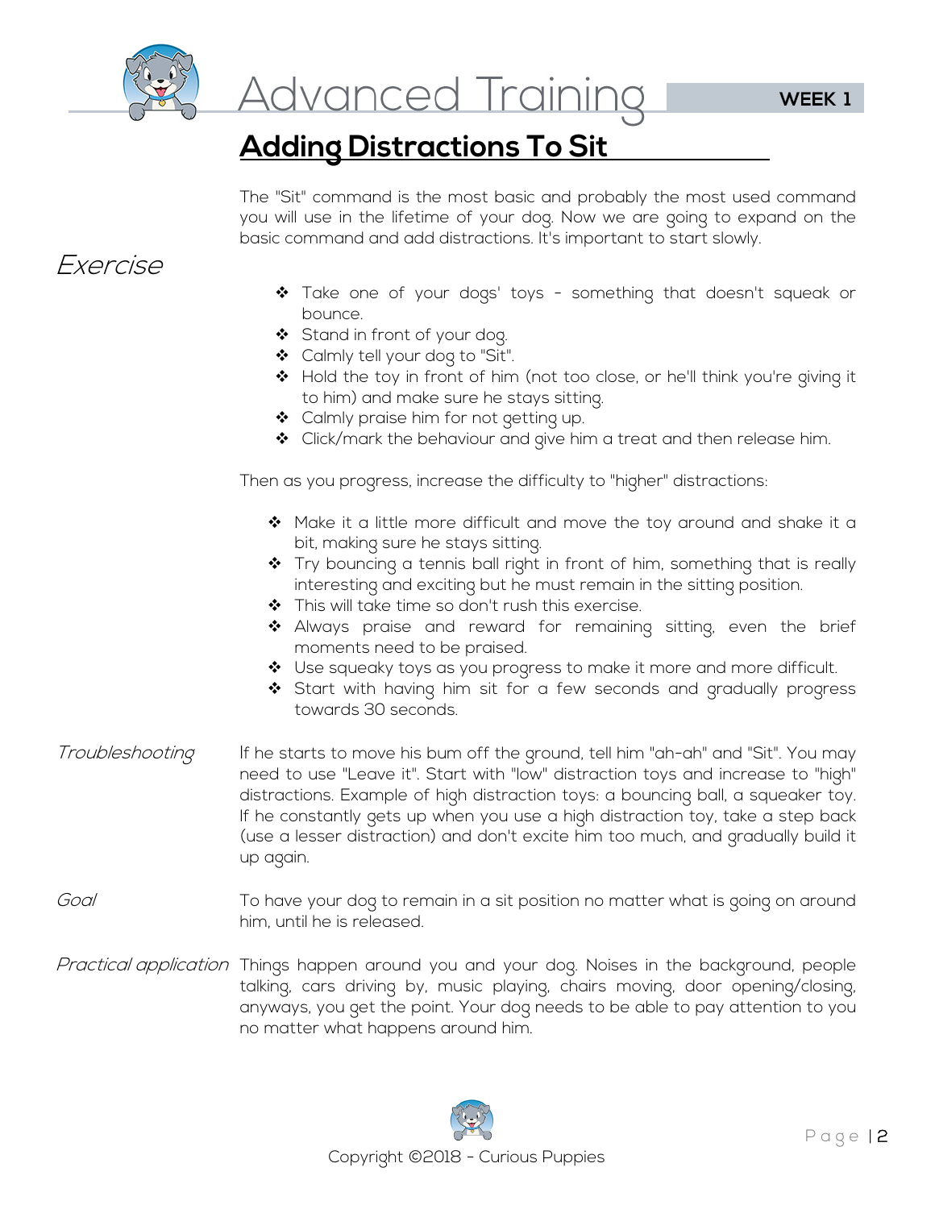# Advanced Training

WEEK 1

## Adding Distractions To Sit

The "Sit" command is the most basic and probably the most used command you will use in the lifetime of your dog. Now we are going to expand on the basic command and add distractions. It's important to start slowly.

*Exercise*

- Take one of your dogs' toys - something that doesn't squeak or bounce.
- Stand in front of your dog.
- Calmly tell your dog to "Sit".
- Hold the toy in front of him (not too close, or he'll think you're giving it to him) and make sure he stays sitting.
- Calmly praise him for not getting up.
- Click/mark the behaviour and give him a treat and then release him.

Then as you progress, increase the difficulty to "higher" distractions:

- Make it a little more difficult and move the toy around and shake it a bit, making sure he stays sitting.
- Try bouncing a tennis ball right in front of him, something that is really interesting and exciting but he must remain in the sitting position.
- This will take time so don't rush this exercise.
- Always praise and reward for remaining sitting, even the brief moments need to be praised.
- Use squeaky toys as you progress to make it more and more difficult.
- Start with having him sit for a few seconds and gradually progress towards 30 seconds.

*Troubleshooting* If he starts to move his bum off the ground, tell him "ah-ah" and "Sit". You may need to use "Leave it". Start with "low" distraction toys and increase to "high" distractions. Example of high distraction toys: a bouncing ball, a squeaker toy. If he constantly gets up when you use a high distraction toy, take a step back (use a lesser distraction) and don't excite him too much, and gradually build it up again.

*Goal* To have your dog to remain in a sit position no matter what is going on around him, until he is released.

*Practical application* Things happen around you and your dog. Noises in the background, people talking, cars driving by, music playing, chairs moving, door opening/closing, anyways, you get the point. Your dog needs to be able to pay attention to you no matter what happens around him.

Copyright ©2018 - Curious Puppies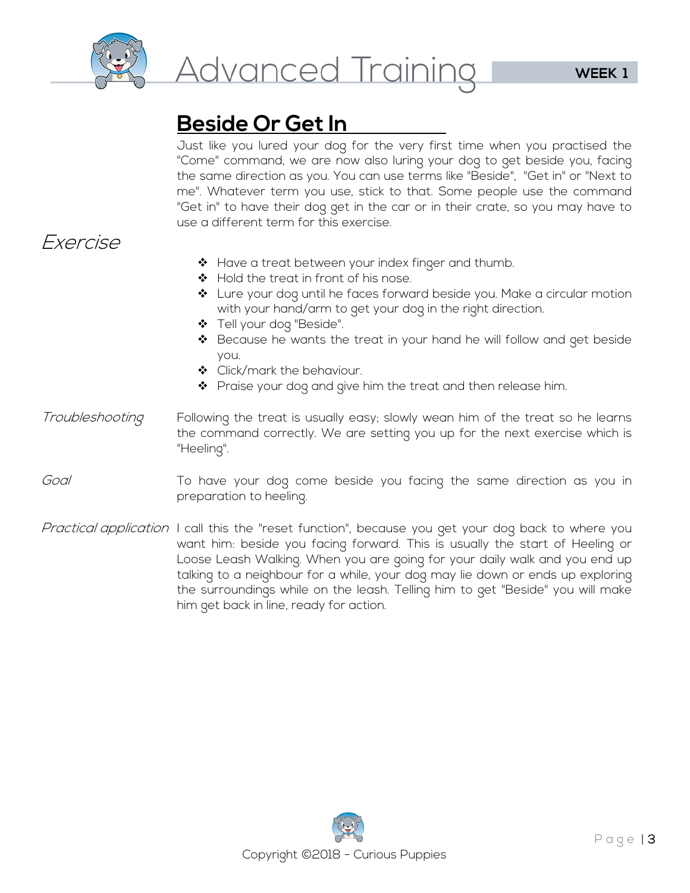# Advanced Training

## Beside Or Get In

Just like you lured your dog for the very first time when you practised the "Come" command, we are now also luring your dog to get beside you, facing the same direction as you. You can use terms like "Beside", "Get in" or "Next to me". Whatever term you use, stick to that. Some people use the command "Get in" to have their dog get in the car or in their crate, so you may have to use a different term for this exercise.

### *Exercise*

- Have a treat between your index finger and thumb.
- Hold the treat in front of his nose.
- Lure your dog until he faces forward beside you. Make a circular motion with your hand/arm to get your dog in the right direction.
- Tell your dog "Beside".
- Because he wants the treat in your hand he will follow and get beside you.
- Click/mark the behaviour.
- Praise your dog and give him the treat and then release him.

*Troubleshooting*

Following the treat is usually easy; slowly wean him of the treat so he learns the command correctly. We are setting you up for the next exercise which is "Heeling".

*Goal*

To have your dog come beside you facing the same direction as you in preparation to heeling.

*Practical application*

I call this the "reset function", because you get your dog back to where you want him: beside you facing forward. This is usually the start of Heeling or Loose Leash Walking. When you are going for your daily walk and you end up talking to a neighbour for a while, your dog may lie down or ends up exploring the surroundings while on the leash. Telling him to get "Beside" you will make him get back in line, ready for action.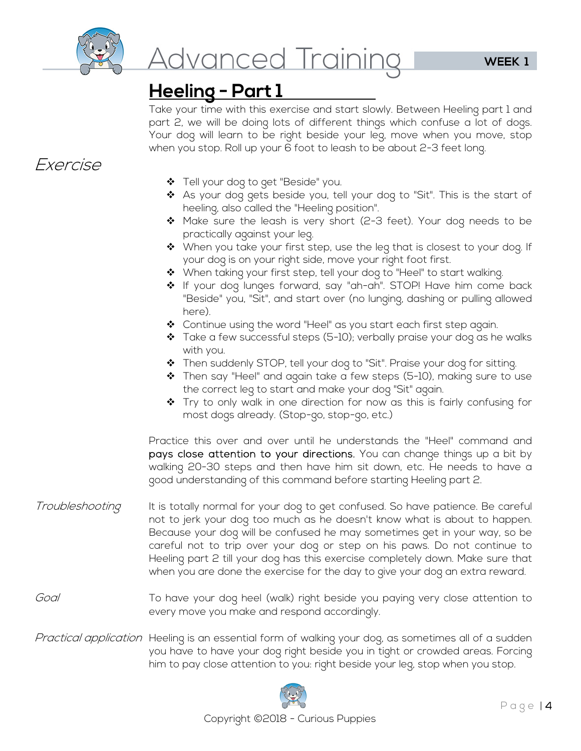# Advanced Training

**WEEK 1**

## Heeling - Part 1

Take your time with this exercise and start slowly. Between Heeling part 1 and part 2, we will be doing lots of different things which confuse a lot of dogs. Your dog will learn to be right beside your leg, move when you move, stop when you stop. Roll up your 6 foot to leash to be about 2-3 feet long.

### *Exercise*

- Tell your dog to get "Beside" you.
- As your dog gets beside you, tell your dog to "Sit". This is the start of heeling, also called the "Heeling position".
- Make sure the leash is very short (2-3 feet). Your dog needs to be practically against your leg.
- When you take your first step, use the leg that is closest to your dog. If your dog is on your right side, move your right foot first.
- When taking your first step, tell your dog to "Heel" to start walking.
- If your dog lunges forward, say "ah-ah". STOP! Have him come back "Beside" you, "Sit", and start over (no lunging, dashing or pulling allowed here).
- Continue using the word "Heel" as you start each first step again.
- Take a few successful steps (5-10); verbally praise your dog as he walks with you.
- Then suddenly STOP, tell your dog to "Sit". Praise your dog for sitting.
- Then say "Heel" and again take a few steps (5-10), making sure to use the correct leg to start and make your dog "Sit" again.
- Try to only walk in one direction for now as this is fairly confusing for most dogs already. (Stop-go, stop-go, etc.)

Practice this over and over until he understands the "Heel" command and **pays close attention to your directions.** You can change things up a bit by walking 20-30 steps and then have him sit down, etc. He needs to have a good understanding of this command before starting Heeling part 2.

*Troubleshooting* It is totally normal for your dog to get confused. So have patience. Be careful not to jerk your dog too much as he doesn't know what is about to happen. Because your dog will be confused he may sometimes get in your way, so be careful not to trip over your dog or step on his paws. Do not continue to Heeling part 2 till your dog has this exercise completely down. Make sure that when you are done the exercise for the day to give your dog an extra reward.

*Goal* To have your dog heel (walk) right beside you paying very close attention to every move you make and respond accordingly.

*Practical application* Heeling is an essential form of walking your dog, as sometimes all of a sudden you have to have your dog right beside you in tight or crowded areas. Forcing him to pay close attention to you: right beside your leg, stop when you stop.

Copyright ©2018 - Curious Puppies